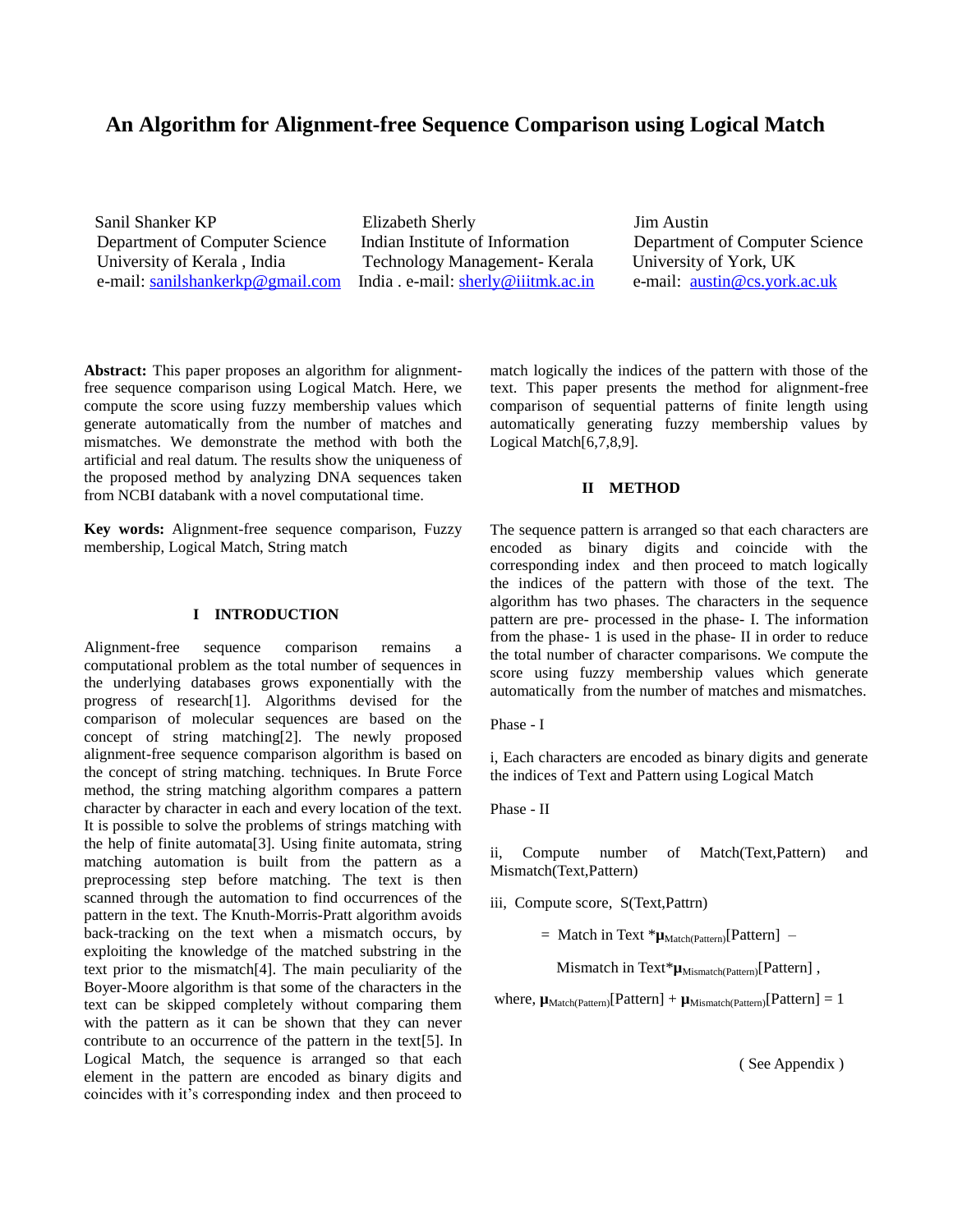# An Algorithm for Alignment-free Sequence Comparison using Logical Match

Sanil Shanker KP
Department of Computer Science
University of Kerala , India
e-mail: sanilshankerkp@gmail.com

Elizabeth Sherly
Indian Institute of Information Technology Management- Kerala
India . e-mail: sherly@iiitmk.ac.in

Jim Austin
Department of Computer Science
University of York, UK
e-mail: austin@cs.york.ac.uk

**Abstract:** This paper proposes an algorithm for alignment-free sequence comparison using Logical Match. Here, we compute the score using fuzzy membership values which generate automatically from the number of matches and mismatches. We demonstrate the method with both the artificial and real datum. The results show the uniqueness of the proposed method by analyzing DNA sequences taken from NCBI databank with a novel computational time.

**Key words:** Alignment-free sequence comparison, Fuzzy membership, Logical Match, String match

## I INTRODUCTION

Alignment-free sequence comparison remains a computational problem as the total number of sequences in the underlying databases grows exponentially with the progress of research[1]. Algorithms devised for the comparison of molecular sequences are based on the concept of string matching[2]. The newly proposed alignment-free sequence comparison algorithm is based on the concept of string matching. techniques. In Brute Force method, the string matching algorithm compares a pattern character by character in each and every location of the text. It is possible to solve the problems of strings matching with the help of finite automata[3]. Using finite automata, string matching automation is built from the pattern as a preprocessing step before matching. The text is then scanned through the automation to find occurrences of the pattern in the text. The Knuth-Morris-Pratt algorithm avoids back-tracking on the text when a mismatch occurs, by exploiting the knowledge of the matched substring in the text prior to the mismatch[4]. The main peculiarity of the Boyer-Moore algorithm is that some of the characters in the text can be skipped completely without comparing them with the pattern as it can be shown that they can never contribute to an occurrence of the pattern in the text[5]. In Logical Match, the sequence is arranged so that each element in the pattern are encoded as binary digits and coincides with it's corresponding index and then proceed to match logically the indices of the pattern with those of the text. This paper presents the method for alignment-free comparison of sequential patterns of finite length using automatically generating fuzzy membership values by Logical Match[6,7,8,9].

## II METHOD

The sequence pattern is arranged so that each characters are encoded as binary digits and coincide with the corresponding index and then proceed to match logically the indices of the pattern with those of the text. The algorithm has two phases. The characters in the sequence pattern are pre- processed in the phase- I. The information from the phase- 1 is used in the phase- II in order to reduce the total number of character comparisons. We compute the score using fuzzy membership values which generate automatically from the number of matches and mismatches.

Phase - I

i, Each characters are encoded as binary digits and generate the indices of Text and Pattern using Logical Match

Phase - II

ii, Compute number of Match(Text,Pattern) and Mismatch(Text,Pattern)

iii, Compute score, S(Text,Pattrn)

$$= \text{Match in Text} * \boldsymbol{\mu}_{\text{Match(Pattern)}}[\text{Pattern}] - \text{Mismatch in Text} * \boldsymbol{\mu}_{\text{Mismatch(Pattern)}}[\text{Pattern}] ,$$

where, $\boldsymbol{\mu}_{\text{Match(Pattern)}}[\text{Pattern}] + \boldsymbol{\mu}_{\text{Mismatch(Pattern)}}[\text{Pattern}] = 1$

( See Appendix )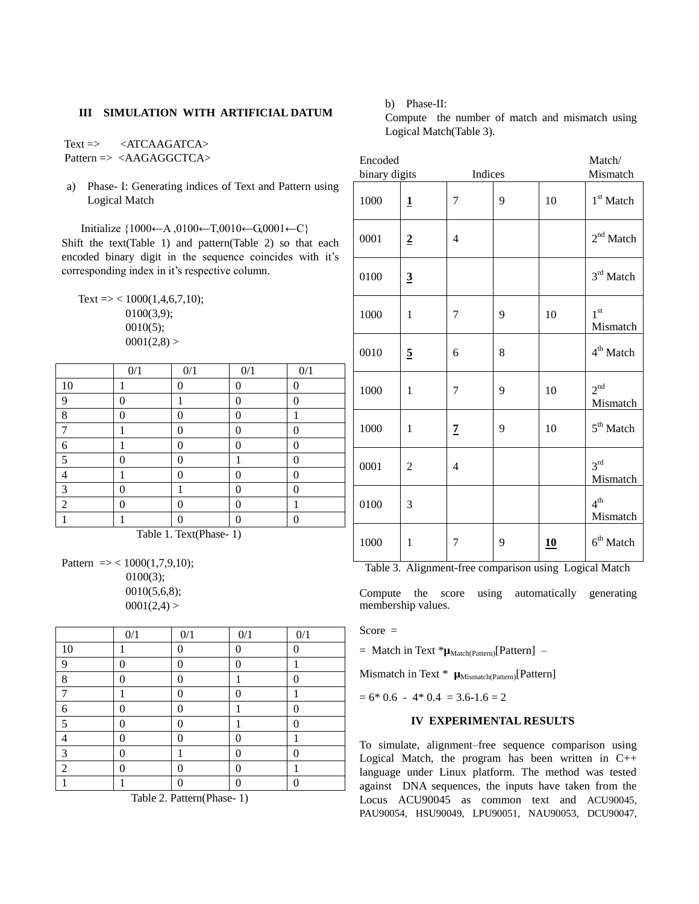## III SIMULATION WITH ARTIFICIAL DATUM

Text => <ATCAAGATCA>
Pattern => <AAGAGGCTCA>

a) Phase- I: Generating indices of Text and Pattern using Logical Match

Initialize {1000←A ,0100←T,0010←G,0001←C}
Shift the text(Table 1) and pattern(Table 2) so that each encoded binary digit in the sequence coincides with it's corresponding index in it's respective column.

Text => < 1000(1,4,6,7,10);
0100(3,9);
0010(5);
0001(2,8) >

| | 0/1 | 0/1 | 0/1 | 0/1 |
|---|---|---|---|---|
| 10 | 1 | 0 | 0 | 0 |
| 9 | 0 | 1 | 0 | 0 |
| 8 | 0 | 0 | 0 | 1 |
| 7 | 1 | 0 | 0 | 0 |
| 6 | 1 | 0 | 0 | 0 |
| 5 | 0 | 0 | 1 | 0 |
| 4 | 1 | 0 | 0 | 0 |
| 3 | 0 | 1 | 0 | 0 |
| 2 | 0 | 0 | 0 | 1 |
| 1 | 1 | 0 | 0 | 0 |

Table 1. Text(Phase- 1)

Pattern => < 1000(1,7,9,10);
0100(3);
0010(5,6,8);
0001(2,4) >

| | 0/1 | 0/1 | 0/1 | 0/1 |
|---|---|---|---|---|
| 10 | 1 | 0 | 0 | 0 |
| 9 | 0 | 0 | 0 | 1 |
| 8 | 0 | 0 | 1 | 0 |
| 7 | 1 | 0 | 0 | 1 |
| 6 | 0 | 0 | 1 | 0 |
| 5 | 0 | 0 | 1 | 0 |
| 4 | 0 | 0 | 0 | 1 |
| 3 | 0 | 1 | 0 | 0 |
| 2 | 0 | 0 | 0 | 1 |
| 1 | 1 | 0 | 0 | 0 |

Table 2. Pattern(Phase- 1)

b) Phase-II:
Compute the number of match and mismatch using Logical Match(Table 3).

| Encoded binary digits | Indices | | | | Match/ Mismatch |
|---|---|---|---|---|---|
| 1000 | **1** | 7 | 9 | 10 | 1st Match |
| 0001 | **2** | 4 | | | 2nd Match |
| 0100 | **3** | | | | 3rd Match |
| 1000 | 1 | 7 | 9 | 10 | 1st Mismatch |
| 0010 | **5** | 6 | 8 | | 4th Match |
| 1000 | 1 | 7 | 9 | 10 | 2nd Mismatch |
| 1000 | 1 | **7** | 9 | 10 | 5th Match |
| 0001 | 2 | 4 | | | 3rd Mismatch |
| 0100 | 3 | | | | 4th Mismatch |
| 1000 | 1 | 7 | 9 | **10** | 6th Match |

Table 3. Alignment-free comparison using Logical Match

Compute the score using automatically generating membership values.

Score =

= Match in Text \*$\mu_{Match(Pattern)}$[Pattern] –

Mismatch in Text \* $\mu_{Mismatch(Pattern)}$[Pattern]

$= 6 * 0.6 - 4 * 0.4 = 3.6 - 1.6 = 2$

## IV EXPERIMENTAL RESULTS

To simulate, alignment–free sequence comparison using Logical Match, the program has been written in C++ language under Linux platform. The method was tested against DNA sequences, the inputs have taken from the Locus ACU90045 as common text and ACU90045, PAU90054, HSU90049, LPU90051, NAU90053, DCU90047,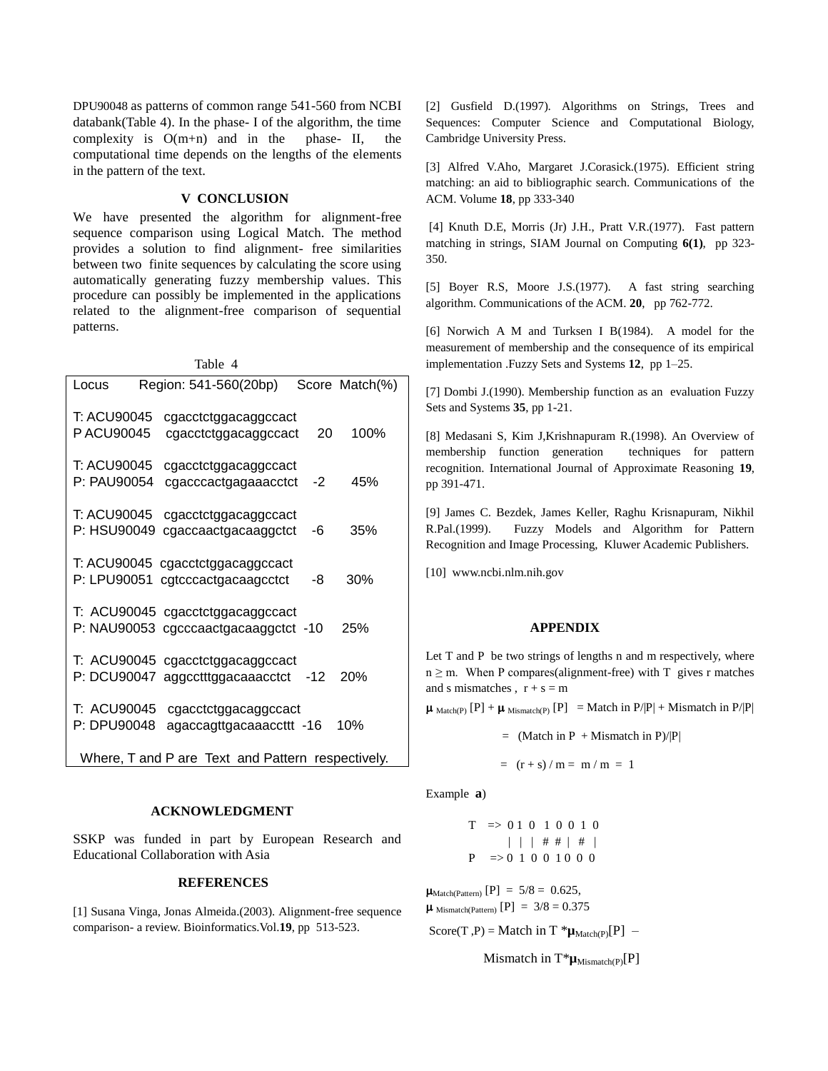DPU90048 as patterns of common range 541-560 from NCBI databank(Table 4). In the phase- I of the algorithm, the time complexity is O(m+n) and in the phase- II, the computational time depends on the lengths of the elements in the pattern of the text.

## V CONCLUSION

We have presented the algorithm for alignment-free sequence comparison using Logical Match. The method provides a solution to find alignment- free similarities between two finite sequences by calculating the score using automatically generating fuzzy membership values. This procedure can possibly be implemented in the applications related to the alignment-free comparison of sequential patterns.

Table 4

| Locus | Region: 541-560(20bp) | Score | Match(%) |
|---|---|---|---|
| T: ACU90045 | cgacctctggacaggccact | | |
| P ACU90045 | cgacctctggacaggccact | 20 | 100% |
| T: ACU90045 | cgacctctggacaggccact | | |
| P: PAU90054 | cgacccactgagaaacctct | -2 | 45% |
| T: ACU90045 | cgacctctggacaggccact | | |
| P: HSU90049 | cgaccaactgacaaggctct | -6 | 35% |
| T: ACU90045 | cgacctctggacaggccact | | |
| P: LPU90051 | cgtcccactgacaagcctct | -8 | 30% |
| T: ACU90045 | cgacctctggacaggccact | | |
| P: NAU90053 | cgcccaactgacaaggctct | -10 | 25% |
| T: ACU90045 | cgacctctggacaggccact | | |
| P: DCU90047 | aggcctttggacaaacctct | -12 | 20% |
| T: ACU90045 | cgacctctggacaggccact | | |
| P: DPU90048 | agaccagttgacaaaccttt | -16 | 10% |

Where, T and P are Text and Pattern respectively.

## ACKNOWLEDGMENT

SSKP was funded in part by European Research and Educational Collaboration with Asia

## REFERENCES

[1] Susana Vinga, Jonas Almeida.(2003). Alignment-free sequence comparison- a review. Bioinformatics.Vol.**19**, pp 513-523.

[2] Gusfield D.(1997). Algorithms on Strings, Trees and Sequences: Computer Science and Computational Biology, Cambridge University Press.

[3] Alfred V.Aho, Margaret J.Corasick.(1975). Efficient string matching: an aid to bibliographic search. Communications of the ACM. Volume **18**, pp 333-340

[4] Knuth D.E, Morris (Jr) J.H., Pratt V.R.(1977). Fast pattern matching in strings, SIAM Journal on Computing **6(1)**, pp 323-350.

[5] Boyer R.S, Moore J.S.(1977). A fast string searching algorithm. Communications of the ACM. **20**, pp 762-772.

[6] Norwich A M and Turksen I B(1984). A model for the measurement of membership and the consequence of its empirical implementation .Fuzzy Sets and Systems **12**, pp 1–25.

[7] Dombi J.(1990). Membership function as an evaluation Fuzzy Sets and Systems **35**, pp 1-21.

[8] Medasani S, Kim J,Krishnapuram R.(1998). An Overview of membership function generation techniques for pattern recognition. International Journal of Approximate Reasoning **19**, pp 391-471.

[9] James C. Bezdek, James Keller, Raghu Krisnapuram, Nikhil R.Pal.(1999). Fuzzy Models and Algorithm for Pattern Recognition and Image Processing, Kluwer Academic Publishers.

[10] www.ncbi.nlm.nih.gov

## APPENDIX

Let T and P be two strings of lengths n and m respectively, where $n \geq m$. When P compares(alignment-free) with T gives r matches and s mismatches , $r + s = m$

$$\mu_{Match(P)}[P] + \mu_{Mismatch(P)}[P] = \text{Match in } P/|P| + \text{Mismatch in } P/|P|$$

$$= (\text{Match in } P + \text{Mismatch in } P)/|P|$$

$$= (r + s) / m = m / m = 1$$

Example **a**)

```
T   => 0 1 0  1 0 0 1 0
        |  |  |  # # |  #  |
P    => 0  1  0 0  1 0 0 0
```

$\mu_{Match(Pattern)}[P] = 5/8 = 0.625$,

$\mu_{Mismatch(Pattern)}[P] = 3/8 = 0.375$

$$\text{Score}(T,P) = \text{Match in } T * \mu_{Match(P)}[P] - \text{Mismatch in } T * \mu_{Mismatch(P)}[P]$$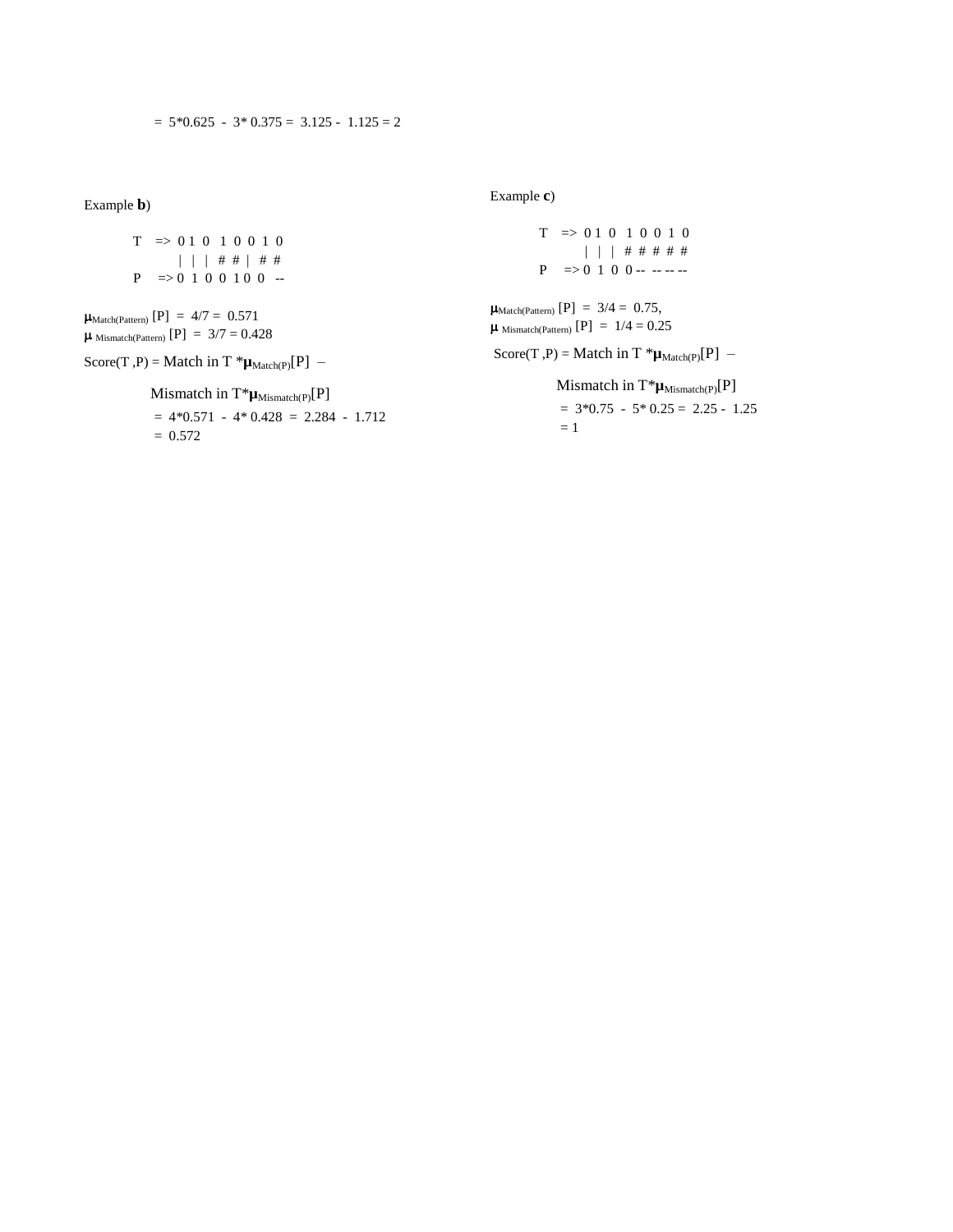$= 5*0.625 - 3*0.375 = 3.125 - 1.125 = 2$

Example **b**)

```
T   =>  0 1  0   1  0  0  1  0
           |  |  |   #  #  |   #  #
P   => 0  1  0  0  1 0  0   --
```

$\mu_{Match(Pattern)}[P] = 4/7 = 0.571$

$\mu_{Mismatch(Pattern)}[P] = 3/7 = 0.428$

Score(T ,P) = Match in T $*\mu_{Match(P)}[P]$ –

Mismatch in T$*\mu_{Mismatch(P)}[P]$

$= 4*0.571 - 4*0.428 = 2.284 - 1.712$

$= 0.572$

Example **c**)

```
T   =>  0 1  0   1  0  0  1  0
           |  |  |   #  #  #  #  #
P   => 0  1  0  0 --  -- -- --
```

$\mu_{Match(Pattern)}[P] = 3/4 = 0.75,$

$\mu_{Mismatch(Pattern)}[P] = 1/4 = 0.25$

Score(T ,P) = Match in T $*\mu_{Match(P)}[P]$ –

Mismatch in T$*\mu_{Mismatch(P)}[P]$

$= 3*0.75 - 5*0.25 = 2.25 - 1.25$

$= 1$